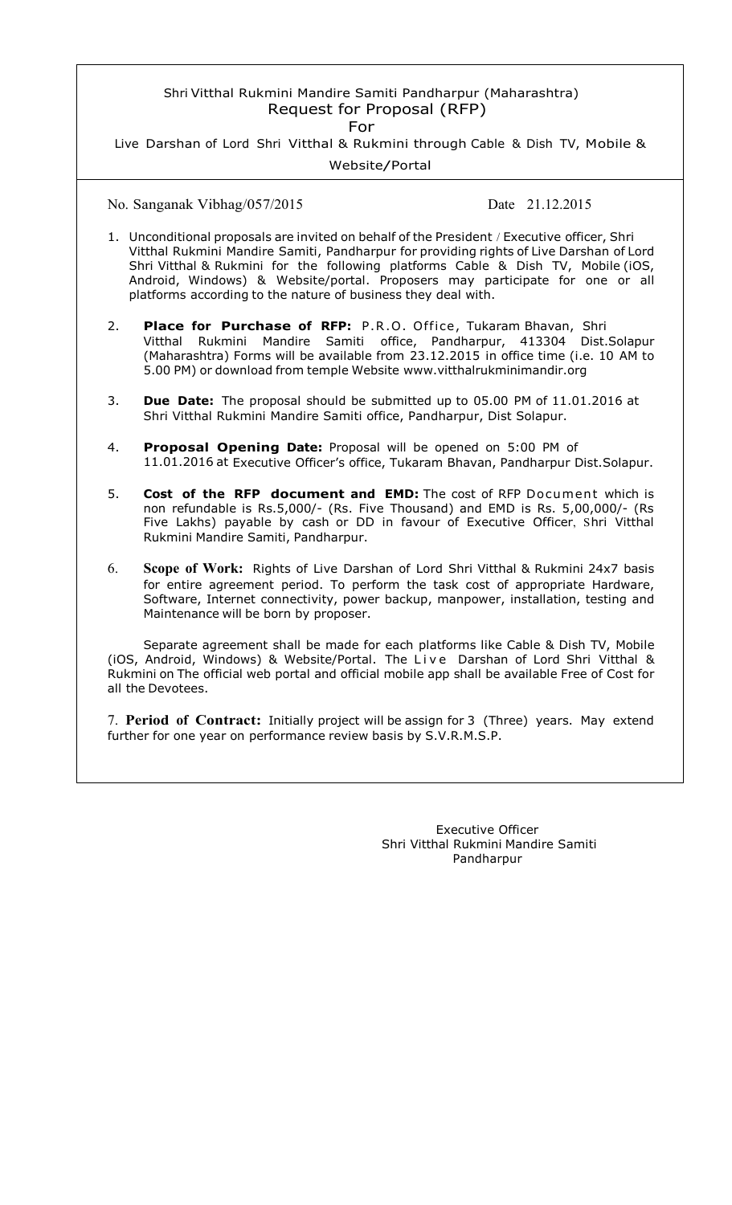# Shri Vitthal Rukmini Mandire Samiti Pandharpur (Maharashtra)

## Request for Proposal (RFP)

For

Live Darshan of Lord Shri Vitthal & Rukmini through Cable & Dish TV, Mobile & Website/Portal

No. Sanganak Vibhag/057/2015 Date 21.12.2015

1. Unconditional proposals are invited on behalf of the President / Executive officer, Shri Vitthal Rukmini Mandire Samiti, Pandharpur for providing rights of Live Darshan of Lord Shri Vitthal & Rukmini for the following platforms Cable & Dish TV, Mobile (iOS, Android, Windows) & Website/portal. Proposers may participate for one or all platforms according to the nature of business they deal with.

2. **Place for Purchase of RFP:** P.R.O. Office, Tukaram Bhavan, Shri Vitthal Rukmini Mandire Samiti office, Pandharpur, 413304 Dist.Solapur (Maharashtra) Forms will be available from 23.12.2015 in office time (i.e. 10 AM to 5.00 PM) or download from temple Website www.vitthalrukminimandir.org

3. **Due Date:** The proposal should be submitted up to 05.00 PM of 11.01.2016 at Shri Vitthal Rukmini Mandire Samiti office, Pandharpur, Dist Solapur.

4. **Proposal Opening Date:** Proposal will be opened on 5:00 PM of 11.01.2016 at Executive Officer's office, Tukaram Bhavan, Pandharpur Dist.Solapur.

5. **Cost of the RFP document and EMD:** The cost of RFP Document which is non refundable is Rs.5,000/- (Rs. Five Thousand) and EMD is Rs. 5,00,000/- (Rs Five Lakhs) payable by cash or DD in favour of Executive Officer, Shri Vitthal Rukmini Mandire Samiti, Pandharpur.

6. **Scope of Work:** Rights of Live Darshan of Lord Shri Vitthal & Rukmini 24x7 basis for entire agreement period. To perform the task cost of appropriate Hardware, Software, Internet connectivity, power backup, manpower, installation, testing and Maintenance will be born by proposer.

   Separate agreement shall be made for each platforms like Cable & Dish TV, Mobile (iOS, Android, Windows) & Website/Portal. The Live Darshan of Lord Shri Vitthal & Rukmini on The official web portal and official mobile app shall be available Free of Cost for all the Devotees.

7. **Period of Contract:** Initially project will be assign for 3 (Three) years. May extend further for one year on performance review basis by S.V.R.M.S.P.

Executive Officer
Shri Vitthal Rukmini Mandire Samiti
Pandharpur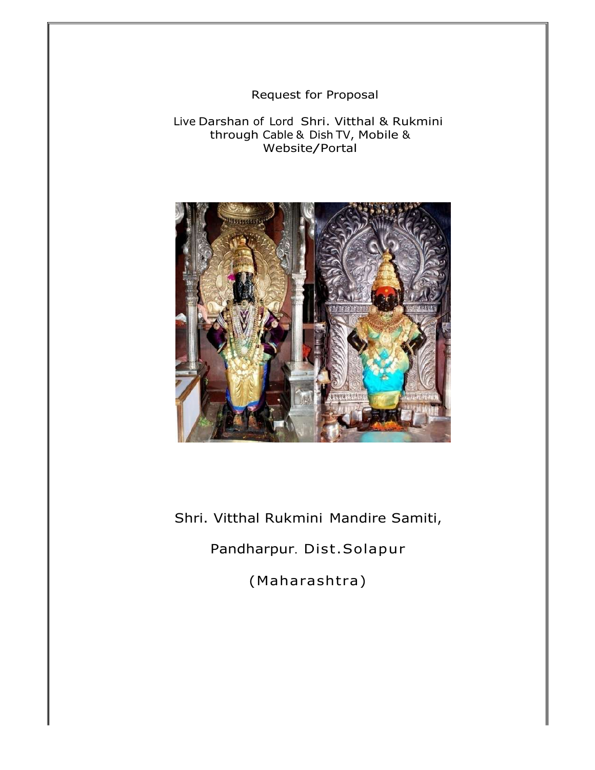Request for Proposal

Live Darshan of Lord Shri. Vitthal & Rukmini through Cable & Dish TV, Mobile & Website/Portal

Shri. Vitthal Rukmini Mandire Samiti,

Pandharpur. Dist.Solapur

(Maharashtra)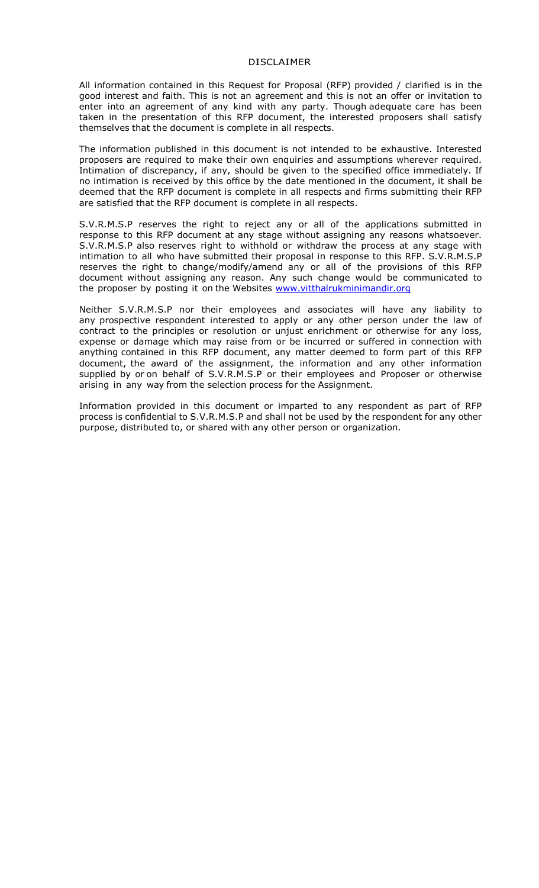# DISCLAIMER

All information contained in this Request for Proposal (RFP) provided / clarified is in the good interest and faith. This is not an agreement and this is not an offer or invitation to enter into an agreement of any kind with any party. Though adequate care has been taken in the presentation of this RFP document, the interested proposers shall satisfy themselves that the document is complete in all respects.

The information published in this document is not intended to be exhaustive. Interested proposers are required to make their own enquiries and assumptions wherever required. Intimation of discrepancy, if any, should be given to the specified office immediately. If no intimation is received by this office by the date mentioned in the document, it shall be deemed that the RFP document is complete in all respects and firms submitting their RFP are satisfied that the RFP document is complete in all respects.

S.V.R.M.S.P reserves the right to reject any or all of the applications submitted in response to this RFP document at any stage without assigning any reasons whatsoever. S.V.R.M.S.P also reserves right to withhold or withdraw the process at any stage with intimation to all who have submitted their proposal in response to this RFP. S.V.R.M.S.P reserves the right to change/modify/amend any or all of the provisions of this RFP document without assigning any reason. Any such change would be communicated to the proposer by posting it on the Websites [www.vitthalrukminimandir.org](http://www.vitthalrukminimandir.org)

Neither S.V.R.M.S.P nor their employees and associates will have any liability to any prospective respondent interested to apply or any other person under the law of contract to the principles or resolution or unjust enrichment or otherwise for any loss, expense or damage which may raise from or be incurred or suffered in connection with anything contained in this RFP document, any matter deemed to form part of this RFP document, the award of the assignment, the information and any other information supplied by or on behalf of S.V.R.M.S.P or their employees and Proposer or otherwise arising in any way from the selection process for the Assignment.

Information provided in this document or imparted to any respondent as part of RFP process is confidential to S.V.R.M.S.P and shall not be used by the respondent for any other purpose, distributed to, or shared with any other person or organization.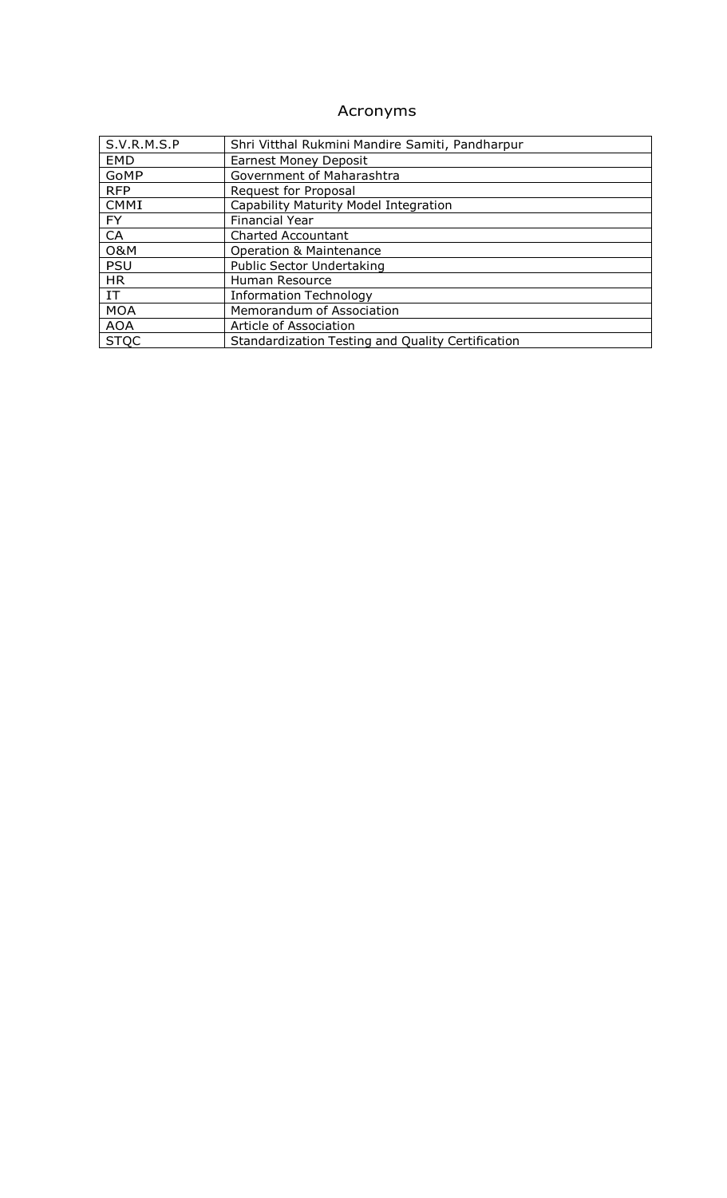# Acronyms

| | |
|---|---|
| S.V.R.M.S.P | Shri Vitthal Rukmini Mandire Samiti, Pandharpur |
| EMD | Earnest Money Deposit |
| GoMP | Government of Maharashtra |
| RFP | Request for Proposal |
| CMMI | Capability Maturity Model Integration |
| FY | Financial Year |
| CA | Charted Accountant |
| O&M | Operation & Maintenance |
| PSU | Public Sector Undertaking |
| HR | Human Resource |
| IT | Information Technology |
| MOA | Memorandum of Association |
| AOA | Article of Association |
| STQC | Standardization Testing and Quality Certification |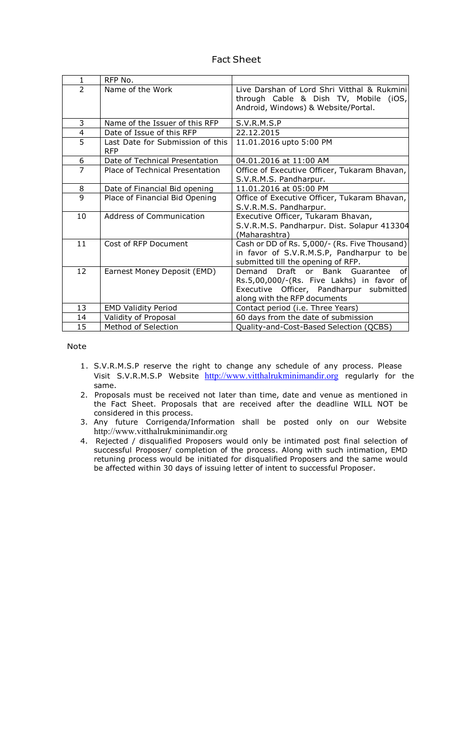# Fact Sheet

| 1 | RFP No. | |
|---|---|---|
| 2 | Name of the Work | Live Darshan of Lord Shri Vitthal & Rukmini through Cable & Dish TV, Mobile (iOS, Android, Windows) & Website/Portal. |
| 3 | Name of the Issuer of this RFP | S.V.R.M.S.P |
| 4 | Date of Issue of this RFP | 22.12.2015 |
| 5 | Last Date for Submission of this RFP | 11.01.2016 upto 5:00 PM |
| 6 | Date of Technical Presentation | 04.01.2016 at 11:00 AM |
| 7 | Place of Technical Presentation | Office of Executive Officer, Tukaram Bhavan, S.V.R.M.S. Pandharpur. |
| 8 | Date of Financial Bid opening | 11.01.2016 at 05:00 PM |
| 9 | Place of Financial Bid Opening | Office of Executive Officer, Tukaram Bhavan, S.V.R.M.S. Pandharpur. |
| 10 | Address of Communication | Executive Officer, Tukaram Bhavan, S.V.R.M.S. Pandharpur. Dist. Solapur 413304 (Maharashtra) |
| 11 | Cost of RFP Document | Cash or DD of Rs. 5,000/- (Rs. Five Thousand) in favor of S.V.R.M.S.P, Pandharpur to be submitted till the opening of RFP. |
| 12 | Earnest Money Deposit (EMD) | Demand Draft or Bank Guarantee of Rs.5,00,000/-(Rs. Five Lakhs) in favor of Executive Officer, Pandharpur submitted along with the RFP documents |
| 13 | EMD Validity Period | Contact period (i.e. Three Years) |
| 14 | Validity of Proposal | 60 days from the date of submission |
| 15 | Method of Selection | Quality-and-Cost-Based Selection (QCBS) |

Note

1. S.V.R.M.S.P reserve the right to change any schedule of any process. Please Visit S.V.R.M.S.P Website http://www.vitthalrukminimandir.org regularly for the same.
2. Proposals must be received not later than time, date and venue as mentioned in the Fact Sheet. Proposals that are received after the deadline WILL NOT be considered in this process.
3. Any future Corrigenda/Information shall be posted only on our Website http://www.vitthalrukminimandir.org
4. Rejected / disqualified Proposers would only be intimated post final selection of successful Proposer/ completion of the process. Along with such intimation, EMD retuning process would be initiated for disqualified Proposers and the same would be affected within 30 days of issuing letter of intent to successful Proposer.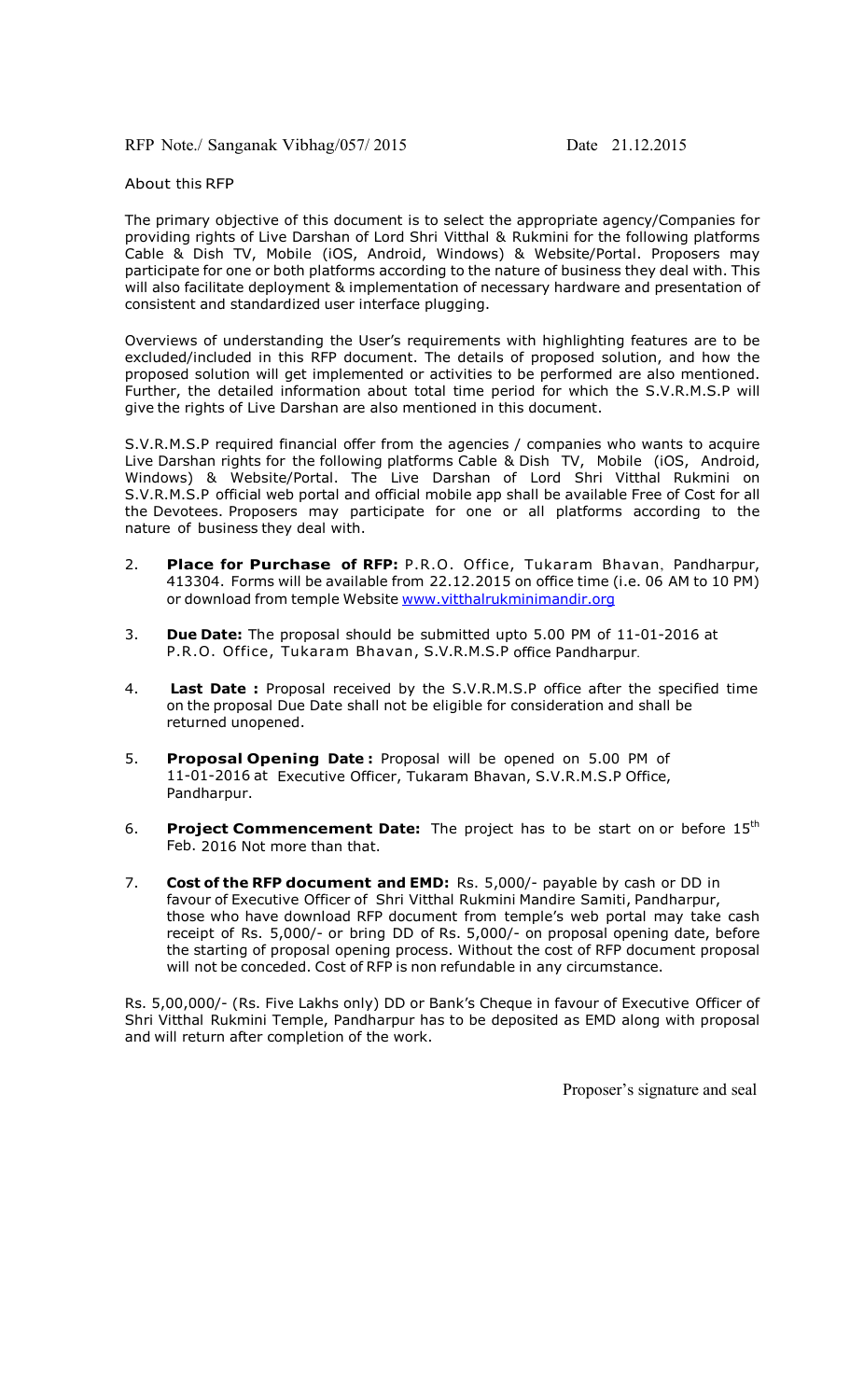RFP Note./ Sanganak Vibhag/057/ 2015 Date 21.12.2015

About this RFP

The primary objective of this document is to select the appropriate agency/Companies for providing rights of Live Darshan of Lord Shri Vitthal & Rukmini for the following platforms Cable & Dish TV, Mobile (iOS, Android, Windows) & Website/Portal. Proposers may participate for one or both platforms according to the nature of business they deal with. This will also facilitate deployment & implementation of necessary hardware and presentation of consistent and standardized user interface plugging.

Overviews of understanding the User's requirements with highlighting features are to be excluded/included in this RFP document. The details of proposed solution, and how the proposed solution will get implemented or activities to be performed are also mentioned. Further, the detailed information about total time period for which the S.V.R.M.S.P will give the rights of Live Darshan are also mentioned in this document.

S.V.R.M.S.P required financial offer from the agencies / companies who wants to acquire Live Darshan rights for the following platforms Cable & Dish TV, Mobile (iOS, Android, Windows) & Website/Portal. The Live Darshan of Lord Shri Vitthal Rukmini on S.V.R.M.S.P official web portal and official mobile app shall be available Free of Cost for all the Devotees. Proposers may participate for one or all platforms according to the nature of business they deal with.

2. **Place for Purchase of RFP:** P.R.O. Office, Tukaram Bhavan, Pandharpur, 413304. Forms will be available from 22.12.2015 on office time (i.e. 06 AM to 10 PM) or download from temple Website www.vitthalrukminimandir.org

3. **Due Date:** The proposal should be submitted upto 5.00 PM of 11-01-2016 at P.R.O. Office, Tukaram Bhavan, S.V.R.M.S.P office Pandharpur.

4. **Last Date :** Proposal received by the S.V.R.M.S.P office after the specified time on the proposal Due Date shall not be eligible for consideration and shall be returned unopened.

5. **Proposal Opening Date :** Proposal will be opened on 5.00 PM of 11-01-2016 at Executive Officer, Tukaram Bhavan, S.V.R.M.S.P Office, Pandharpur.

6. **Project Commencement Date:** The project has to be start on or before 15th Feb. 2016 Not more than that.

7. **Cost of the RFP document and EMD:** Rs. 5,000/- payable by cash or DD in favour of Executive Officer of Shri Vitthal Rukmini Mandire Samiti, Pandharpur, those who have download RFP document from temple's web portal may take cash receipt of Rs. 5,000/- or bring DD of Rs. 5,000/- on proposal opening date, before the starting of proposal opening process. Without the cost of RFP document proposal will not be conceded. Cost of RFP is non refundable in any circumstance.

Rs. 5,00,000/- (Rs. Five Lakhs only) DD or Bank's Cheque in favour of Executive Officer of Shri Vitthal Rukmini Temple, Pandharpur has to be deposited as EMD along with proposal and will return after completion of the work.

Proposer's signature and seal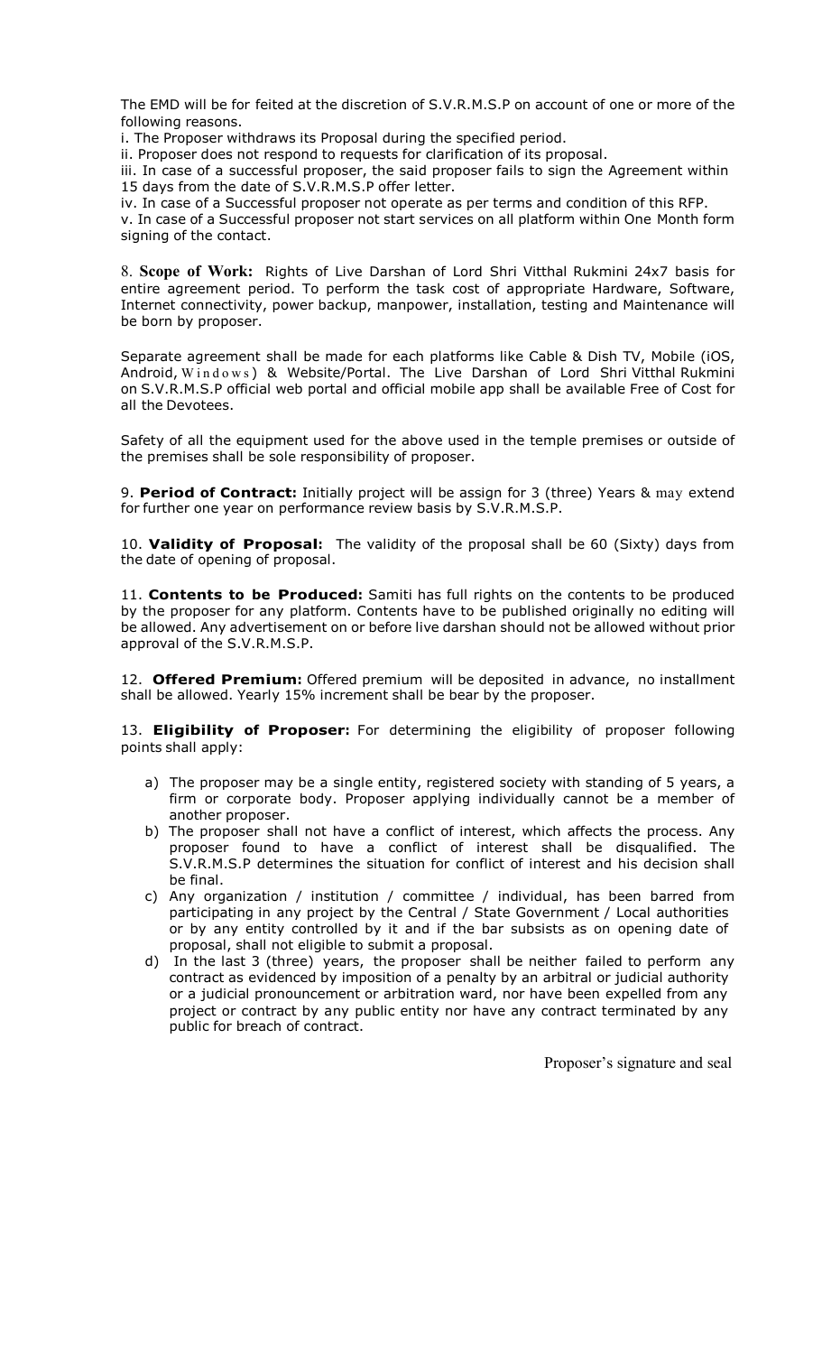The EMD will be for feited at the discretion of S.V.R.M.S.P on account of one or more of the following reasons.

i. The Proposer withdraws its Proposal during the specified period.

ii. Proposer does not respond to requests for clarification of its proposal.

iii. In case of a successful proposer, the said proposer fails to sign the Agreement within 15 days from the date of S.V.R.M.S.P offer letter.

iv. In case of a Successful proposer not operate as per terms and condition of this RFP.

v. In case of a Successful proposer not start services on all platform within One Month form signing of the contact.

8. **Scope of Work:** Rights of Live Darshan of Lord Shri Vitthal Rukmini 24x7 basis for entire agreement period. To perform the task cost of appropriate Hardware, Software, Internet connectivity, power backup, manpower, installation, testing and Maintenance will be born by proposer.

Separate agreement shall be made for each platforms like Cable & Dish TV, Mobile (iOS, Android, Windows) & Website/Portal. The Live Darshan of Lord Shri Vitthal Rukmini on S.V.R.M.S.P official web portal and official mobile app shall be available Free of Cost for all the Devotees.

Safety of all the equipment used for the above used in the temple premises or outside of the premises shall be sole responsibility of proposer.

9. **Period of Contract:** Initially project will be assign for 3 (three) Years & may extend for further one year on performance review basis by S.V.R.M.S.P.

10. **Validity of Proposal:** The validity of the proposal shall be 60 (Sixty) days from the date of opening of proposal.

11. **Contents to be Produced:** Samiti has full rights on the contents to be produced by the proposer for any platform. Contents have to be published originally no editing will be allowed. Any advertisement on or before live darshan should not be allowed without prior approval of the S.V.R.M.S.P.

12. **Offered Premium:** Offered premium will be deposited in advance, no installment shall be allowed. Yearly 15% increment shall be bear by the proposer.

13. **Eligibility of Proposer:** For determining the eligibility of proposer following points shall apply:

a) The proposer may be a single entity, registered society with standing of 5 years, a firm or corporate body. Proposer applying individually cannot be a member of another proposer.

b) The proposer shall not have a conflict of interest, which affects the process. Any proposer found to have a conflict of interest shall be disqualified. The S.V.R.M.S.P determines the situation for conflict of interest and his decision shall be final.

c) Any organization / institution / committee / individual, has been barred from participating in any project by the Central / State Government / Local authorities or by any entity controlled by it and if the bar subsists as on opening date of proposal, shall not eligible to submit a proposal.

d) In the last 3 (three) years, the proposer shall be neither failed to perform any contract as evidenced by imposition of a penalty by an arbitral or judicial authority or a judicial pronouncement or arbitration ward, nor have been expelled from any project or contract by any public entity nor have any contract terminated by any public for breach of contract.

Proposer's signature and seal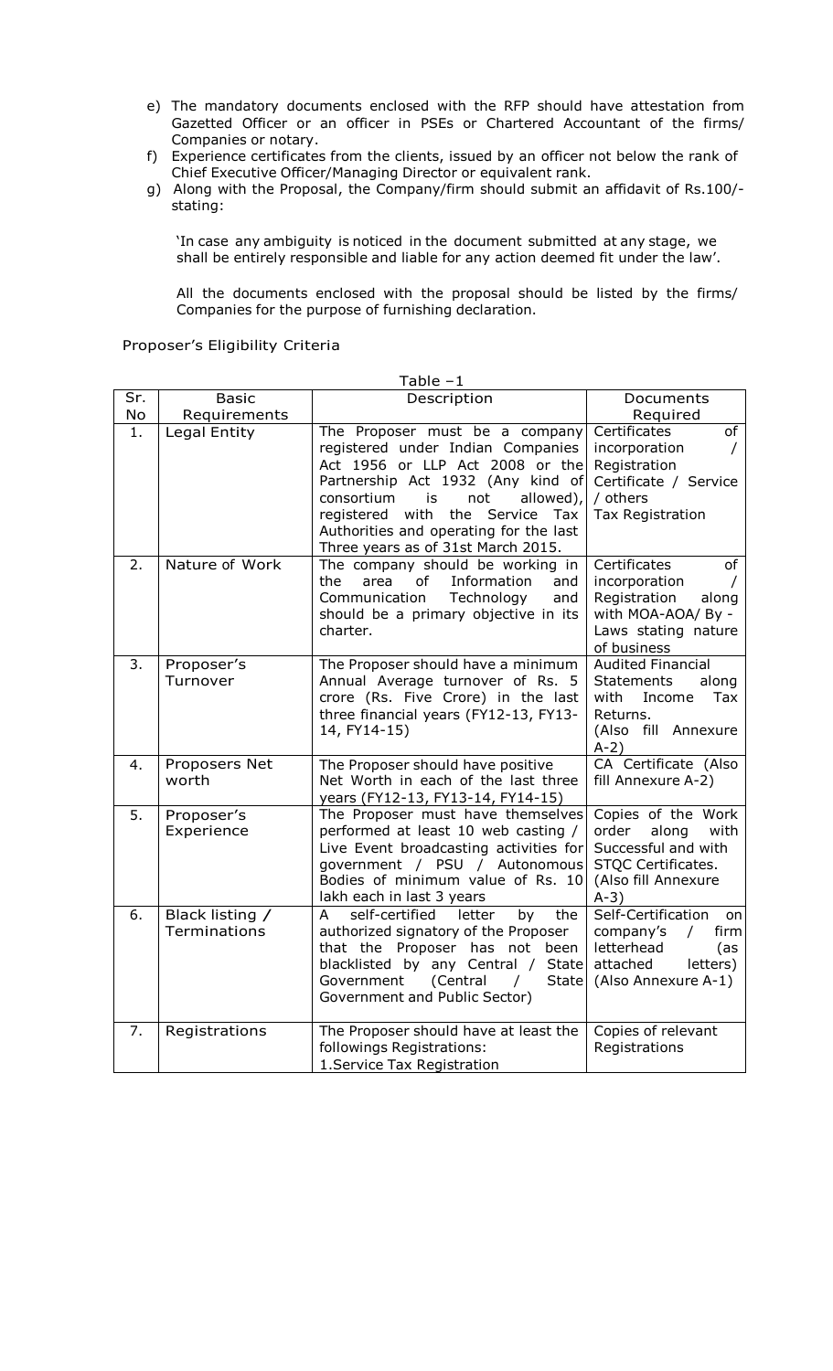e) The mandatory documents enclosed with the RFP should have attestation from Gazetted Officer or an officer in PSEs or Chartered Accountant of the firms/ Companies or notary.
f) Experience certificates from the clients, issued by an officer not below the rank of Chief Executive Officer/Managing Director or equivalent rank.
g) Along with the Proposal, the Company/firm should submit an affidavit of Rs.100/- stating:

'In case any ambiguity is noticed in the document submitted at any stage, we shall be entirely responsible and liable for any action deemed fit under the law'.

All the documents enclosed with the proposal should be listed by the firms/ Companies for the purpose of furnishing declaration.

Proposer's Eligibility Criteria

Table –1

| Sr. No | Basic Requirements | Description | Documents Required |
|---|---|---|---|
| 1. | Legal Entity | The Proposer must be a company registered under Indian Companies Act 1956 or LLP Act 2008 or the Partnership Act 1932 (Any kind of consortium is not allowed), registered with the Service Tax Authorities and operating for the last Three years as of 31st March 2015. | Certificates of incorporation / Registration Certificate / Service / others Tax Registration |
| 2. | Nature of Work | The company should be working in the area of Information and Communication Technology and should be a primary objective in its charter. | Certificates of incorporation / Registration along with MOA-AOA/ By - Laws stating nature of business |
| 3. | Proposer's Turnover | The Proposer should have a minimum Annual Average turnover of Rs. 5 crore (Rs. Five Crore) in the last three financial years (FY12-13, FY13-14, FY14-15) | Audited Financial Statements along with Income Tax Returns. (Also fill Annexure A-2) |
| 4. | Proposers Net worth | The Proposer should have positive Net Worth in each of the last three years (FY12-13, FY13-14, FY14-15) | CA Certificate (Also fill Annexure A-2) |
| 5. | Proposer's Experience | The Proposer must have themselves performed at least 10 web casting / Live Event broadcasting activities for government / PSU / Autonomous Bodies of minimum value of Rs. 10 lakh each in last 3 years | Copies of the Work order along with Successful and with STQC Certificates. (Also fill Annexure A-3) |
| 6. | Black listing / Terminations | A self-certified letter by the authorized signatory of the Proposer that the Proposer has not been blacklisted by any Central / State Government (Central / State Government and Public Sector) | Self-Certification on company's / firm letterhead (as attached letters) (Also Annexure A-1) |
| 7. | Registrations | The Proposer should have at least the followings Registrations:<br>1.Service Tax Registration | Copies of relevant Registrations |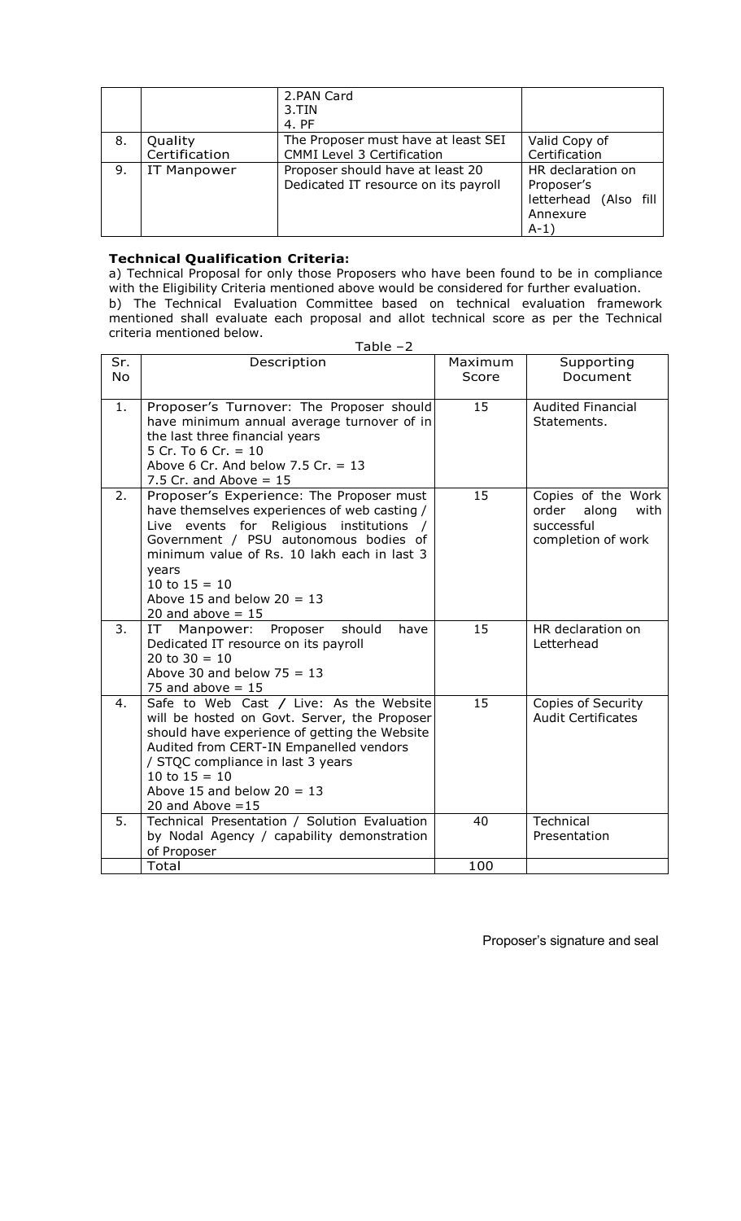|  |  | 2.PAN Card<br>3.TIN<br>4. PF |  |
|---|---|---|---|
| 8. | Quality Certification | The Proposer must have at least SEI CMMI Level 3 Certification | Valid Copy of Certification |
| 9. | IT Manpower | Proposer should have at least 20 Dedicated IT resource on its payroll | HR declaration on Proposer's letterhead (Also fill Annexure A-1) |

**Technical Qualification Criteria:**

a) Technical Proposal for only those Proposers who have been found to be in compliance with the Eligibility Criteria mentioned above would be considered for further evaluation.

b) The Technical Evaluation Committee based on technical evaluation framework mentioned shall evaluate each proposal and allot technical score as per the Technical criteria mentioned below.

Table –2

| Sr. No | Description | Maximum Score | Supporting Document |
|---|---|---|---|
| 1. | Proposer's Turnover: The Proposer should have minimum annual average turnover of in the last three financial years<br>5 Cr. To 6 Cr. = 10<br>Above 6 Cr. And below 7.5 Cr. = 13<br>7.5 Cr. and Above = 15 | 15 | Audited Financial Statements. |
| 2. | Proposer's Experience: The Proposer must have themselves experiences of web casting / Live events for Religious institutions / Government / PSU autonomous bodies of minimum value of Rs. 10 lakh each in last 3 years<br>10 to 15 = 10<br>Above 15 and below 20 = 13<br>20 and above = 15 | 15 | Copies of the Work order along with successful completion of work |
| 3. | IT Manpower: Proposer should have Dedicated IT resource on its payroll<br>20 to 30 = 10<br>Above 30 and below 75 = 13<br>75 and above = 15 | 15 | HR declaration on Letterhead |
| 4. | Safe to Web Cast / Live: As the Website will be hosted on Govt. Server, the Proposer should have experience of getting the Website Audited from CERT-IN Empanelled vendors / STQC compliance in last 3 years<br>10 to 15 = 10<br>Above 15 and below 20 = 13<br>20 and Above =15 | 15 | Copies of Security Audit Certificates |
| 5. | Technical Presentation / Solution Evaluation by Nodal Agency / capability demonstration of Proposer | 40 | Technical Presentation |
|  | Total | 100 |  |

Proposer's signature and seal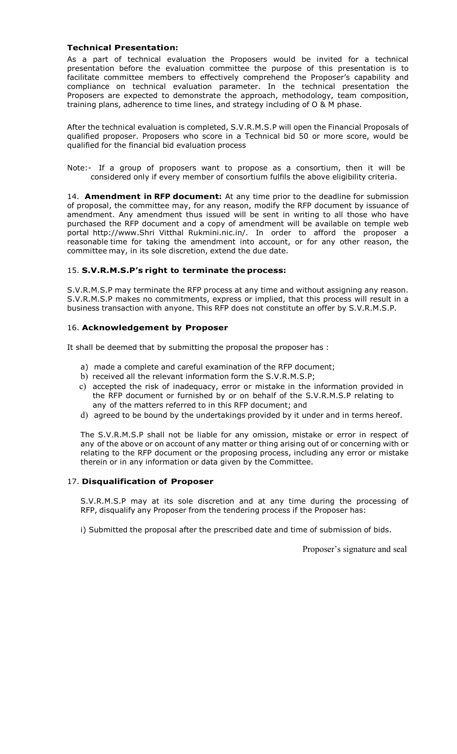**Technical Presentation:**

As a part of technical evaluation the Proposers would be invited for a technical presentation before the evaluation committee the purpose of this presentation is to facilitate committee members to effectively comprehend the Proposer's capability and compliance on technical evaluation parameter. In the technical presentation the Proposers are expected to demonstrate the approach, methodology, team composition, training plans, adherence to time lines, and strategy including of O & M phase.

After the technical evaluation is completed, S.V.R.M.S.P will open the Financial Proposals of qualified proposer. Proposers who score in a Technical bid 50 or more score, would be qualified for the financial bid evaluation process

Note:- If a group of proposers want to propose as a consortium, then it will be considered only if every member of consortium fulfils the above eligibility criteria.

14. **Amendment in RFP document:** At any time prior to the deadline for submission of proposal, the committee may, for any reason, modify the RFP document by issuance of amendment. Any amendment thus issued will be sent in writing to all those who have purchased the RFP document and a copy of amendment will be available on temple web portal http://www.Shri Vitthal Rukmini.nic.in/. In order to afford the proposer a reasonable time for taking the amendment into account, or for any other reason, the committee may, in its sole discretion, extend the due date.

15. **S.V.R.M.S.P's right to terminate the process:**

S.V.R.M.S.P may terminate the RFP process at any time and without assigning any reason. S.V.R.M.S.P makes no commitments, express or implied, that this process will result in a business transaction with anyone. This RFP does not constitute an offer by S.V.R.M.S.P.

16. **Acknowledgement by Proposer**

It shall be deemed that by submitting the proposal the proposer has :

a) made a complete and careful examination of the RFP document;
b) received all the relevant information form the S.V.R.M.S.P;
c) accepted the risk of inadequacy, error or mistake in the information provided in the RFP document or furnished by or on behalf of the S.V.R.M.S.P relating to any of the matters referred to in this RFP document; and
d) agreed to be bound by the undertakings provided by it under and in terms hereof.

The S.V.R.M.S.P shall not be liable for any omission, mistake or error in respect of any of the above or on account of any matter or thing arising out of or concerning with or relating to the RFP document or the proposing process, including any error or mistake therein or in any information or data given by the Committee.

17. **Disqualification of Proposer**

S.V.R.M.S.P may at its sole discretion and at any time during the processing of RFP, disqualify any Proposer from the tendering process if the Proposer has:

i) Submitted the proposal after the prescribed date and time of submission of bids.

Proposer's signature and seal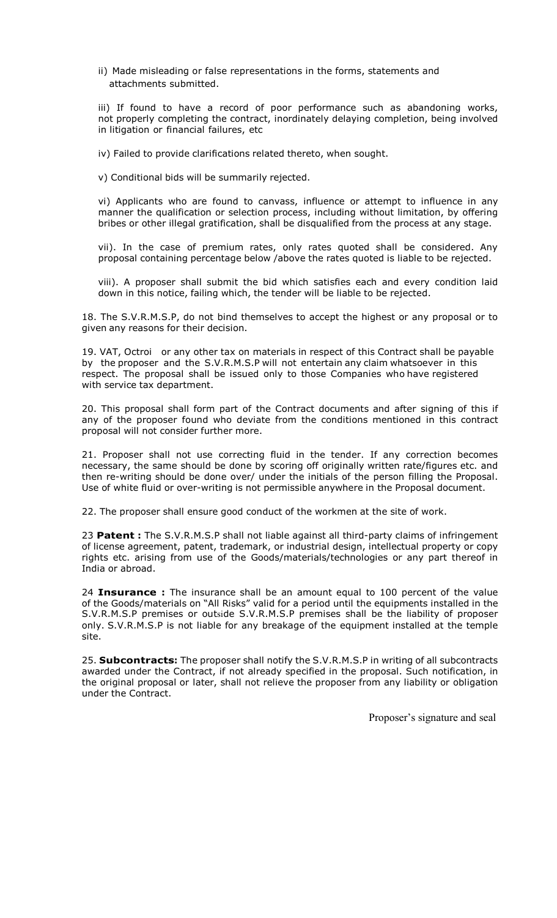ii) Made misleading or false representations in the forms, statements and attachments submitted.

iii) If found to have a record of poor performance such as abandoning works, not properly completing the contract, inordinately delaying completion, being involved in litigation or financial failures, etc

iv) Failed to provide clarifications related thereto, when sought.

v) Conditional bids will be summarily rejected.

vi) Applicants who are found to canvass, influence or attempt to influence in any manner the qualification or selection process, including without limitation, by offering bribes or other illegal gratification, shall be disqualified from the process at any stage.

vii). In the case of premium rates, only rates quoted shall be considered. Any proposal containing percentage below /above the rates quoted is liable to be rejected.

viii). A proposer shall submit the bid which satisfies each and every condition laid down in this notice, failing which, the tender will be liable to be rejected.

18. The S.V.R.M.S.P, do not bind themselves to accept the highest or any proposal or to given any reasons for their decision.

19. VAT, Octroi or any other tax on materials in respect of this Contract shall be payable by the proposer and the S.V.R.M.S.P will not entertain any claim whatsoever in this respect. The proposal shall be issued only to those Companies who have registered with service tax department.

20. This proposal shall form part of the Contract documents and after signing of this if any of the proposer found who deviate from the conditions mentioned in this contract proposal will not consider further more.

21. Proposer shall not use correcting fluid in the tender. If any correction becomes necessary, the same should be done by scoring off originally written rate/figures etc. and then re-writing should be done over/ under the initials of the person filling the Proposal. Use of white fluid or over-writing is not permissible anywhere in the Proposal document.

22. The proposer shall ensure good conduct of the workmen at the site of work.

23 **Patent :** The S.V.R.M.S.P shall not liable against all third-party claims of infringement of license agreement, patent, trademark, or industrial design, intellectual property or copy rights etc. arising from use of the Goods/materials/technologies or any part thereof in India or abroad.

24 **Insurance :** The insurance shall be an amount equal to 100 percent of the value of the Goods/materials on "All Risks" valid for a period until the equipments installed in the S.V.R.M.S.P premises or outside S.V.R.M.S.P premises shall be the liability of proposer only. S.V.R.M.S.P is not liable for any breakage of the equipment installed at the temple site.

25. **Subcontracts:** The proposer shall notify the S.V.R.M.S.P in writing of all subcontracts awarded under the Contract, if not already specified in the proposal. Such notification, in the original proposal or later, shall not relieve the proposer from any liability or obligation under the Contract.

Proposer's signature and seal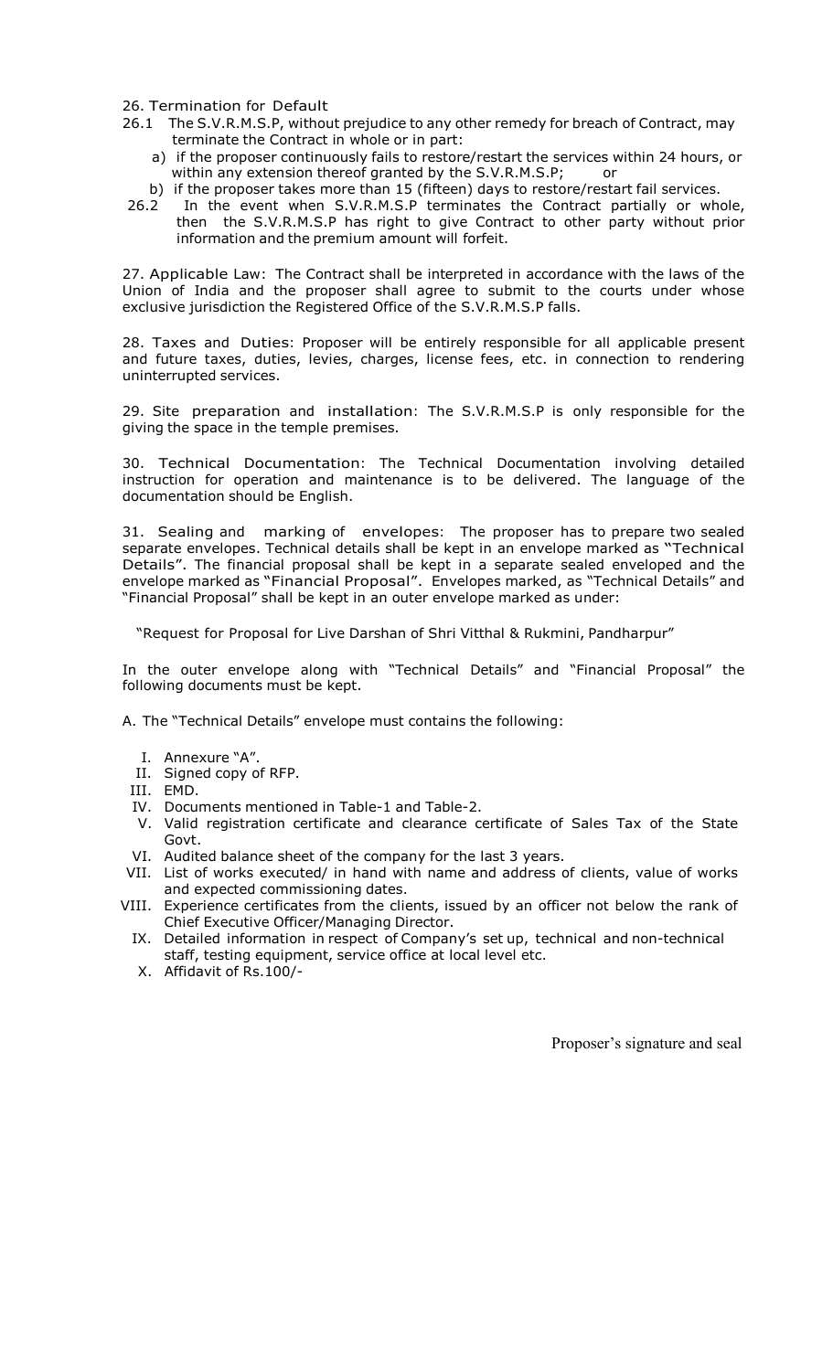26. Termination for Default

26.1 The S.V.R.M.S.P, without prejudice to any other remedy for breach of Contract, may terminate the Contract in whole or in part:

a) if the proposer continuously fails to restore/restart the services within 24 hours, or within any extension thereof granted by the S.V.R.M.S.P; or

b) if the proposer takes more than 15 (fifteen) days to restore/restart fail services.

26.2 In the event when S.V.R.M.S.P terminates the Contract partially or whole, then the S.V.R.M.S.P has right to give Contract to other party without prior information and the premium amount will forfeit.

27. Applicable Law: The Contract shall be interpreted in accordance with the laws of the Union of India and the proposer shall agree to submit to the courts under whose exclusive jurisdiction the Registered Office of the S.V.R.M.S.P falls.

28. Taxes and Duties: Proposer will be entirely responsible for all applicable present and future taxes, duties, levies, charges, license fees, etc. in connection to rendering uninterrupted services.

29. Site preparation and installation: The S.V.R.M.S.P is only responsible for the giving the space in the temple premises.

30. Technical Documentation: The Technical Documentation involving detailed instruction for operation and maintenance is to be delivered. The language of the documentation should be English.

31. Sealing and marking of envelopes: The proposer has to prepare two sealed separate envelopes. Technical details shall be kept in an envelope marked as "Technical Details". The financial proposal shall be kept in a separate sealed enveloped and the envelope marked as "Financial Proposal". Envelopes marked, as "Technical Details" and "Financial Proposal" shall be kept in an outer envelope marked as under:

"Request for Proposal for Live Darshan of Shri Vitthal & Rukmini, Pandharpur"

In the outer envelope along with "Technical Details" and "Financial Proposal" the following documents must be kept.

A. The "Technical Details" envelope must contains the following:

I. Annexure "A".
II. Signed copy of RFP.
III. EMD.
IV. Documents mentioned in Table-1 and Table-2.
V. Valid registration certificate and clearance certificate of Sales Tax of the State Govt.
VI. Audited balance sheet of the company for the last 3 years.
VII. List of works executed/ in hand with name and address of clients, value of works and expected commissioning dates.
VIII. Experience certificates from the clients, issued by an officer not below the rank of Chief Executive Officer/Managing Director.
IX. Detailed information in respect of Company's set up, technical and non-technical staff, testing equipment, service office at local level etc.
X. Affidavit of Rs.100/-

Proposer's signature and seal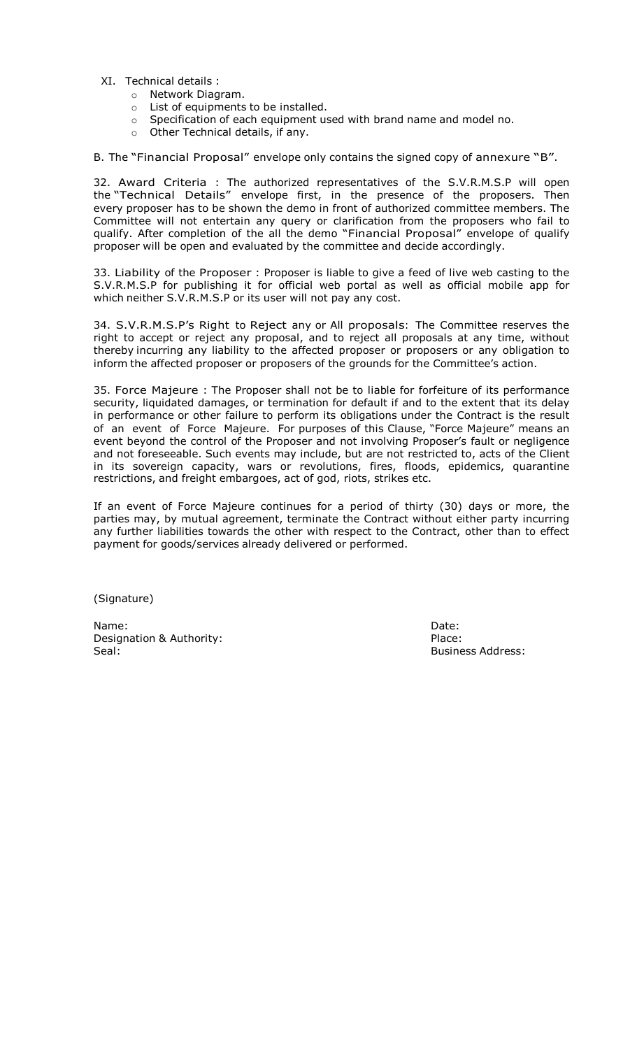XI. Technical details :
   - Network Diagram.
   - List of equipments to be installed.
   - Specification of each equipment used with brand name and model no.
   - Other Technical details, if any.

B. The "Financial Proposal" envelope only contains the signed copy of annexure "B".

32. Award Criteria : The authorized representatives of the S.V.R.M.S.P will open the "Technical Details" envelope first, in the presence of the proposers. Then every proposer has to be shown the demo in front of authorized committee members. The Committee will not entertain any query or clarification from the proposers who fail to qualify. After completion of the all the demo "Financial Proposal" envelope of qualify proposer will be open and evaluated by the committee and decide accordingly.

33. Liability of the Proposer : Proposer is liable to give a feed of live web casting to the S.V.R.M.S.P for publishing it for official web portal as well as official mobile app for which neither S.V.R.M.S.P or its user will not pay any cost.

34. S.V.R.M.S.P's Right to Reject any or All proposals: The Committee reserves the right to accept or reject any proposal, and to reject all proposals at any time, without thereby incurring any liability to the affected proposer or proposers or any obligation to inform the affected proposer or proposers of the grounds for the Committee's action.

35. Force Majeure : The Proposer shall not be to liable for forfeiture of its performance security, liquidated damages, or termination for default if and to the extent that its delay in performance or other failure to perform its obligations under the Contract is the result of an event of Force Majeure. For purposes of this Clause, "Force Majeure" means an event beyond the control of the Proposer and not involving Proposer's fault or negligence and not foreseeable. Such events may include, but are not restricted to, acts of the Client in its sovereign capacity, wars or revolutions, fires, floods, epidemics, quarantine restrictions, and freight embargoes, act of god, riots, strikes etc.

If an event of Force Majeure continues for a period of thirty (30) days or more, the parties may, by mutual agreement, terminate the Contract without either party incurring any further liabilities towards the other with respect to the Contract, other than to effect payment for goods/services already delivered or performed.

(Signature)

Name: Date:
Designation & Authority: Place:
Seal: Business Address: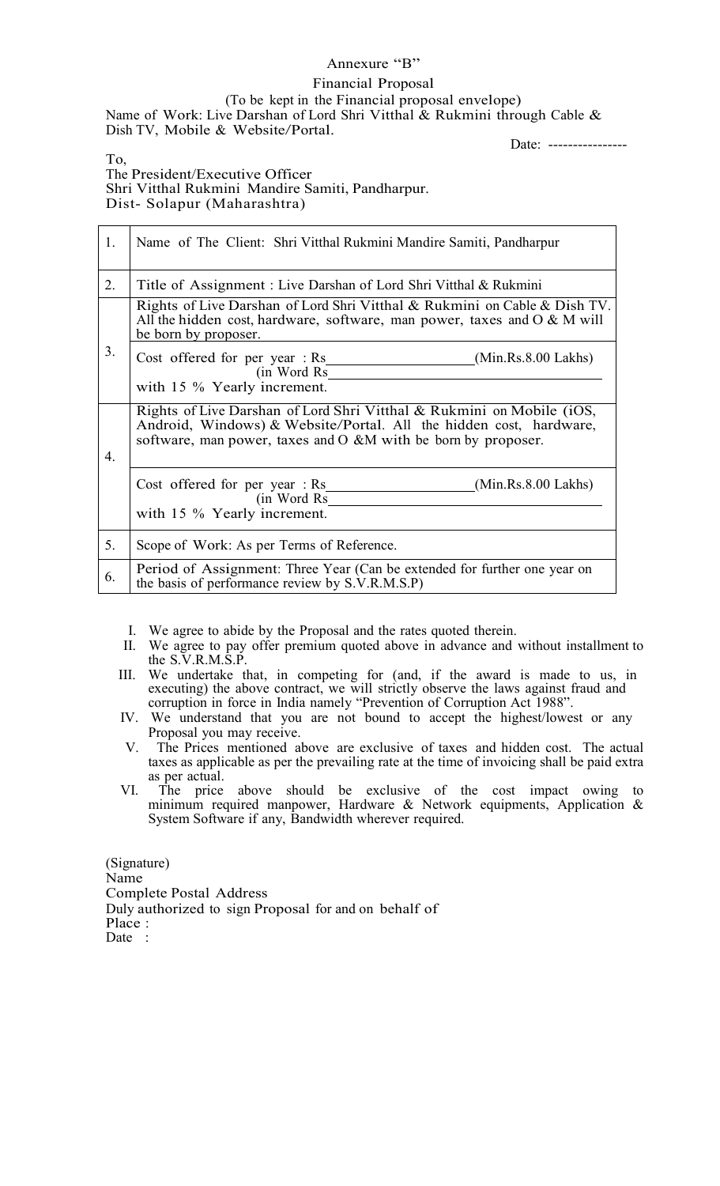# Annexure "B"

## Financial Proposal

(To be kept in the Financial proposal envelope)

Name of Work: Live Darshan of Lord Shri Vitthal & Rukmini through Cable & Dish TV, Mobile & Website/Portal.

Date: ----------------

To,
The President/Executive Officer
Shri Vitthal Rukmini Mandire Samiti, Pandharpur.
Dist- Solapur (Maharashtra)

| | |
|---|---|
| 1. | Name of The Client: Shri Vitthal Rukmini Mandire Samiti, Pandharpur |
| 2. | Title of Assignment : Live Darshan of Lord Shri Vitthal & Rukmini |
| 3. | Rights of Live Darshan of Lord Shri Vitthal & Rukmini on Cable & Dish TV. All the hidden cost, hardware, software, man power, taxes and O & M will be born by proposer.<br><br>Cost offered for per year : Rs\_\_\_\_\_\_\_\_\_\_\_\_\_\_\_\_\_\_\_ (Min.Rs.8.00 Lakhs)<br>(in Word Rs\_\_\_\_\_\_\_\_\_\_\_\_\_\_\_\_\_\_\_\_\_\_\_\_\_\_\_\_\_\_\_\_\_\_<br>with 15 % Yearly increment. |
| 4. | Rights of Live Darshan of Lord Shri Vitthal & Rukmini on Mobile (iOS, Android, Windows) & Website/Portal. All the hidden cost, hardware, software, man power, taxes and O &M with be born by proposer.<br><br>Cost offered for per year : Rs\_\_\_\_\_\_\_\_\_\_\_\_\_\_\_\_\_\_\_ (Min.Rs.8.00 Lakhs)<br>(in Word Rs\_\_\_\_\_\_\_\_\_\_\_\_\_\_\_\_\_\_\_\_\_\_\_\_\_\_\_\_\_\_\_\_\_\_<br>with 15 % Yearly increment. |
| 5. | Scope of Work: As per Terms of Reference. |
| 6. | Period of Assignment: Three Year (Can be extended for further one year on the basis of performance review by S.V.R.M.S.P) |

I. We agree to abide by the Proposal and the rates quoted therein.

II. We agree to pay offer premium quoted above in advance and without installment to the S.V.R.M.S.P.

III. We undertake that, in competing for (and, if the award is made to us, in executing) the above contract, we will strictly observe the laws against fraud and corruption in force in India namely "Prevention of Corruption Act 1988".

IV. We understand that you are not bound to accept the highest/lowest or any Proposal you may receive.

V. The Prices mentioned above are exclusive of taxes and hidden cost. The actual taxes as applicable as per the prevailing rate at the time of invoicing shall be paid extra as per actual.

VI. The price above should be exclusive of the cost impact owing to minimum required manpower, Hardware & Network equipments, Application & System Software if any, Bandwidth wherever required.

(Signature)
Name
Complete Postal Address
Duly authorized to sign Proposal for and on behalf of
Place :
Date :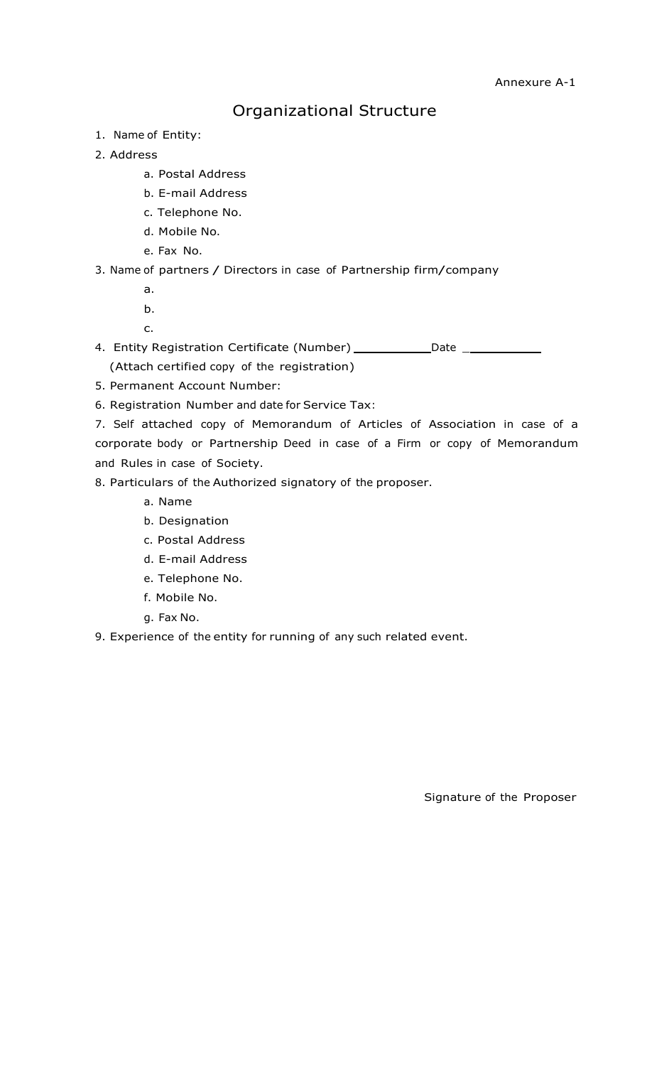Annexure A-1

# Organizational Structure

1. Name of Entity:
2. Address
   a. Postal Address
   b. E-mail Address
   c. Telephone No.
   d. Mobile No.
   e. Fax No.
3. Name of partners / Directors in case of Partnership firm/company
   a.
   b.
   c.
4. Entity Registration Certificate (Number) ___________ Date ___________
   (Attach certified copy of the registration)
5. Permanent Account Number:
6. Registration Number and date for Service Tax:
7. Self attached copy of Memorandum of Articles of Association in case of a corporate body or Partnership Deed in case of a Firm or copy of Memorandum and Rules in case of Society.
8. Particulars of the Authorized signatory of the proposer.
   a. Name
   b. Designation
   c. Postal Address
   d. E-mail Address
   e. Telephone No.
   f. Mobile No.
   g. Fax No.
9. Experience of the entity for running of any such related event.

Signature of the Proposer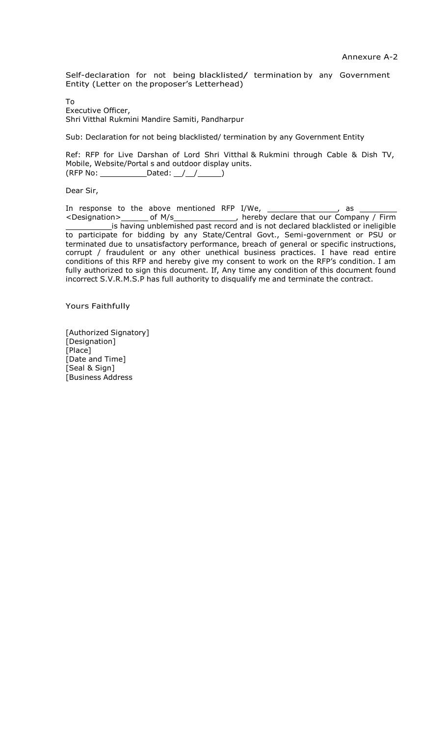Annexure A-2

Self-declaration for not being blacklisted/ termination by any Government Entity (Letter on the proposer's Letterhead)

To
Executive Officer,
Shri Vitthal Rukmini Mandire Samiti, Pandharpur

Sub: Declaration for not being blacklisted/ termination by any Government Entity

Ref: RFP for Live Darshan of Lord Shri Vitthal & Rukmini through Cable & Dish TV, Mobile, Website/Portal s and outdoor display units.
(RFP No: __________ Dated: __/__/_____)

Dear Sir,

In response to the above mentioned RFP I/We, _______________, as ________ <Designation> ______ of M/s_____________, hereby declare that our Company / Firm __________ is having unblemished past record and is not declared blacklisted or ineligible to participate for bidding by any State/Central Govt., Semi-government or PSU or terminated due to unsatisfactory performance, breach of general or specific instructions, corrupt / fraudulent or any other unethical business practices. I have read entire conditions of this RFP and hereby give my consent to work on the RFP's condition. I am fully authorized to sign this document. If, Any time any condition of this document found incorrect S.V.R.M.S.P has full authority to disqualify me and terminate the contract.

Yours Faithfully

[Authorized Signatory]
[Designation]
[Place]
[Date and Time]
[Seal & Sign]
[Business Address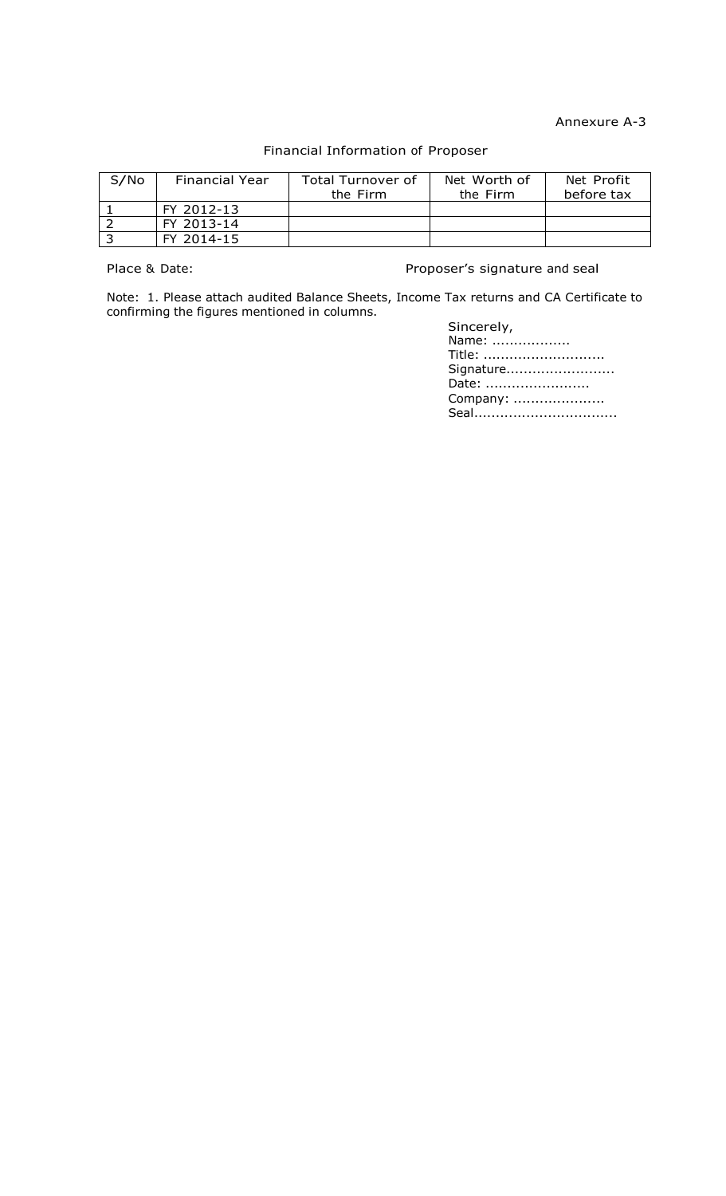Annexure A-3

## Financial Information of Proposer

| S/No | Financial Year | Total Turnover of the Firm | Net Worth of the Firm | Net Profit before tax |
|---|---|---|---|---|
| 1 | FY 2012-13 | | | |
| 2 | FY 2013-14 | | | |
| 3 | FY 2014-15 | | | |

Place & Date: Proposer's signature and seal

Note: 1. Please attach audited Balance Sheets, Income Tax returns and CA Certificate to confirming the figures mentioned in columns.

Sincerely,
Name: ..................
Title: ............................
Signature.........................
Date: ........................
Company: .....................
Seal.................................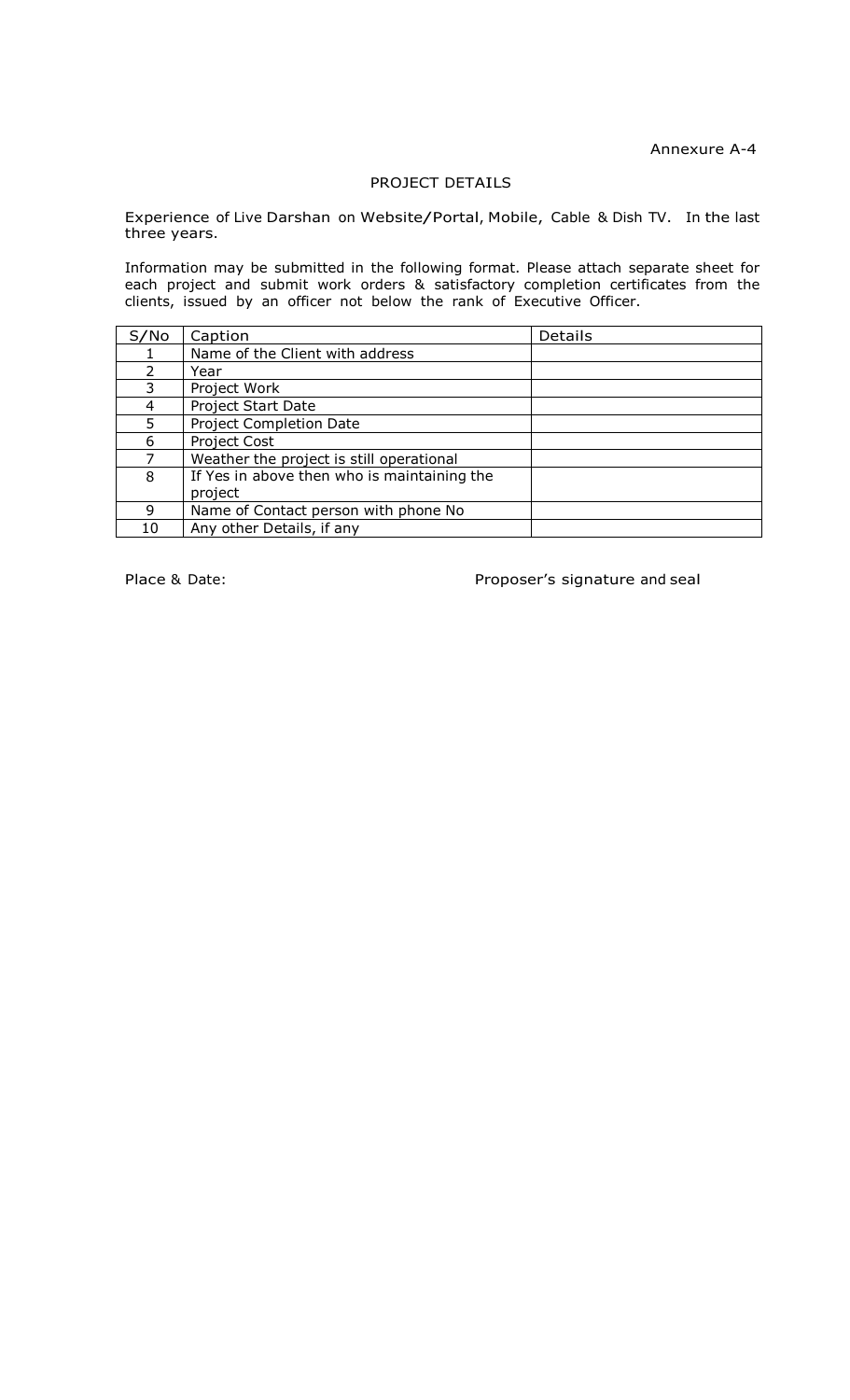Annexure A-4

## PROJECT DETAILS

Experience of Live Darshan on Website/Portal, Mobile, Cable & Dish TV. In the last three years.

Information may be submitted in the following format. Please attach separate sheet for each project and submit work orders & satisfactory completion certificates from the clients, issued by an officer not below the rank of Executive Officer.

| S/No | Caption | Details |
|---|---|---|
| 1 | Name of the Client with address | |
| 2 | Year | |
| 3 | Project Work | |
| 4 | Project Start Date | |
| 5 | Project Completion Date | |
| 6 | Project Cost | |
| 7 | Weather the project is still operational | |
| 8 | If Yes in above then who is maintaining the project | |
| 9 | Name of Contact person with phone No | |
| 10 | Any other Details, if any | |

Place & Date: Proposer's signature and seal